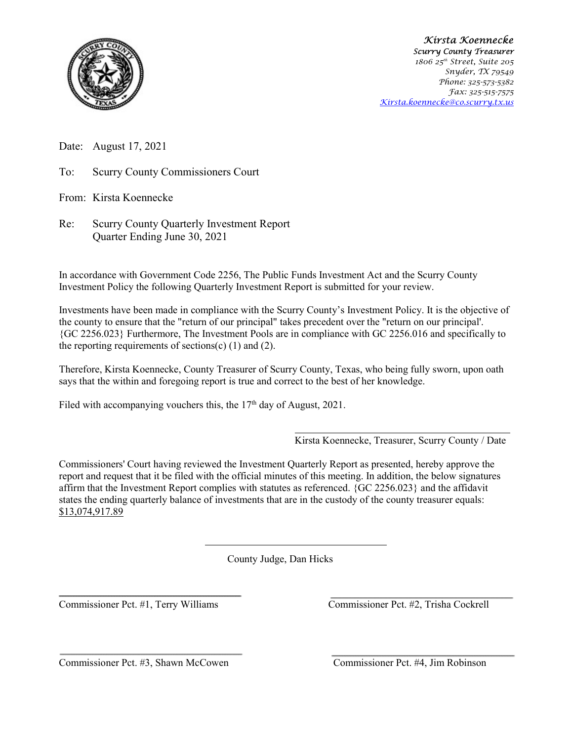Kirsta Koennecke
Scurry County Treasurer
1806 25th Street, Suite 205
Snyder, TX 79549
Phone: 325-573-5382
Fax: 325-515-7575
Kirsta.koennecke@co.scurry.tx.us

Date: August 17, 2021

To: Scurry County Commissioners Court

From: Kirsta Koennecke

Re: Scurry County Quarterly Investment Report
Quarter Ending June 30, 2021

In accordance with Government Code 2256, The Public Funds Investment Act and the Scurry County Investment Policy the following Quarterly Investment Report is submitted for your review.

Investments have been made in compliance with the Scurry County's Investment Policy. It is the objective of the county to ensure that the "return of our principal" takes precedent over the "return on our principal'. {GC 2256.023} Furthermore, The Investment Pools are in compliance with GC 2256.016 and specifically to the reporting requirements of sections(c) (1) and (2).

Therefore, Kirsta Koennecke, County Treasurer of Scurry County, Texas, who being fully sworn, upon oath says that the within and foregoing report is true and correct to the best of her knowledge.

Filed with accompanying vouchers this, the 17th day of August, 2021.

Kirsta Koennecke, Treasurer, Scurry County / Date

Commissioners' Court having reviewed the Investment Quarterly Report as presented, hereby approve the report and request that it be filed with the official minutes of this meeting. In addition, the below signatures affirm that the Investment Report complies with statutes as referenced. {GC 2256.023} and the affidavit states the ending quarterly balance of investments that are in the custody of the county treasurer equals: $13,074,917.89

County Judge, Dan Hicks

Commissioner Pct. #1, Terry Williams

Commissioner Pct. #2, Trisha Cockrell

Commissioner Pct. #3, Shawn McCowen

Commissioner Pct. #4, Jim Robinson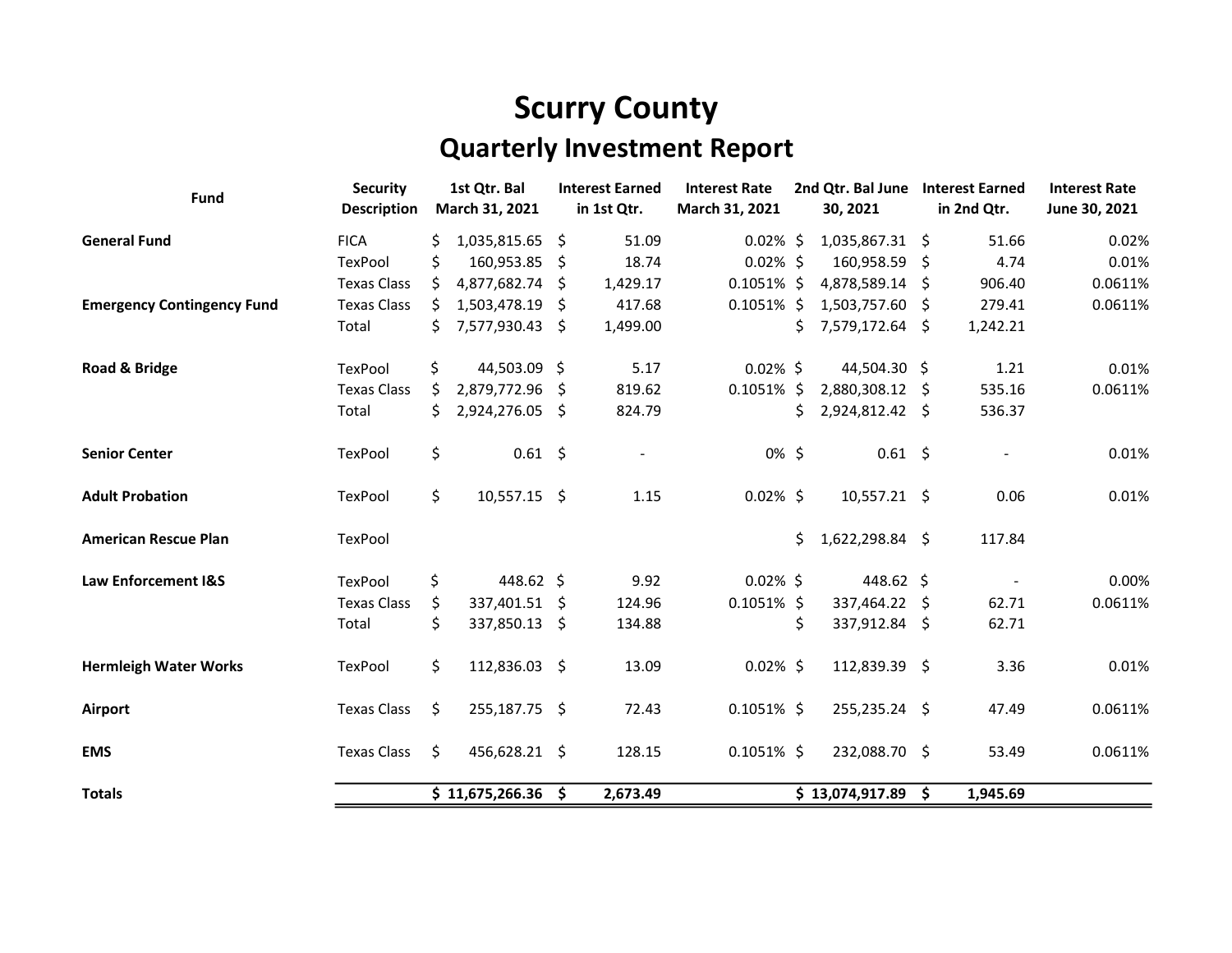# Scurry County

## Quarterly Investment Report

| Fund | Security Description | 1st Qtr. Bal March 31, 2021 | Interest Earned in 1st Qtr. | Interest Rate March 31, 2021 | 2nd Qtr. Bal June 30, 2021 | Interest Earned in 2nd Qtr. | Interest Rate June 30, 2021 |
|---|---|---|---|---|---|---|---|
| **General Fund** | FICA | $ 1,035,815.65 | $ 51.09 | 0.02% | $ 1,035,867.31 | $ 51.66 | 0.02% |
| | TexPool | $ 160,953.85 | $ 18.74 | 0.02% | $ 160,958.59 | $ 4.74 | 0.01% |
| | Texas Class | $ 4,877,682.74 | $ 1,429.17 | 0.1051% | $ 4,878,589.14 | $ 906.40 | 0.0611% |
| **Emergency Contingency Fund** | Texas Class | $ 1,503,478.19 | $ 417.68 | 0.1051% | $ 1,503,757.60 | $ 279.41 | 0.0611% |
| | Total | $ 7,577,930.43 | $ 1,499.00 | | $ 7,579,172.64 | $ 1,242.21 | |
| **Road & Bridge** | TexPool | $ 44,503.09 | $ 5.17 | 0.02% | $ 44,504.30 | $ 1.21 | 0.01% |
| | Texas Class | $ 2,879,772.96 | $ 819.62 | 0.1051% | $ 2,880,308.12 | $ 535.16 | 0.0611% |
| | Total | $ 2,924,276.05 | $ 824.79 | | $ 2,924,812.42 | $ 536.37 | |
| **Senior Center** | TexPool | $ 0.61 | $ - | 0% | $ 0.61 | $ - | 0.01% |
| **Adult Probation** | TexPool | $ 10,557.15 | $ 1.15 | 0.02% | $ 10,557.21 | $ 0.06 | 0.01% |
| **American Rescue Plan** | TexPool | | | | $ 1,622,298.84 | $ 117.84 | |
| **Law Enforcement I&S** | TexPool | $ 448.62 | $ 9.92 | 0.02% | $ 448.62 | $ - | 0.00% |
| | Texas Class | $ 337,401.51 | $ 124.96 | 0.1051% | $ 337,464.22 | $ 62.71 | 0.0611% |
| | Total | $ 337,850.13 | $ 134.88 | | $ 337,912.84 | $ 62.71 | |
| **Hermleigh Water Works** | TexPool | $ 112,836.03 | $ 13.09 | 0.02% | $ 112,839.39 | $ 3.36 | 0.01% |
| **Airport** | Texas Class | $ 255,187.75 | $ 72.43 | 0.1051% | $ 255,235.24 | $ 47.49 | 0.0611% |
| **EMS** | Texas Class | $ 456,628.21 | $ 128.15 | 0.1051% | $ 232,088.70 | $ 53.49 | 0.0611% |
| **Totals** | | **$ 11,675,266.36** | **$ 2,673.49** | | **$ 13,074,917.89** | **$ 1,945.69** | |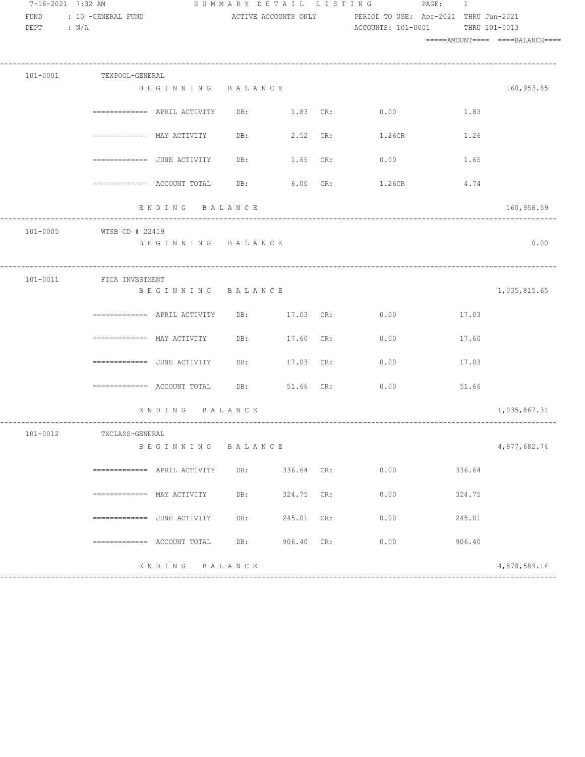7-16-2021 7:32 AM — SUMMARY DETAIL LISTING

FUND : 10 -GENERAL FUND — ACTIVE ACCOUNTS ONLY — PERIOD TO USE: Apr-2021 THRU Jun-2021

DEPT : N/A — ACCOUNTS: 101-0001 THRU 101-0013

| Account | Description | | DB | CR | AMOUNT | BALANCE |
|---|---|---|---|---|---|---|
| 101-0001 | TEXPOOL-GENERAL | | | | | |
| | BEGINNING BALANCE | | | | | 160,953.85 |
| | ============= APRIL ACTIVITY | | 1.83 | 0.00 | 1.83 | |
| | ============= MAY ACTIVITY | | 2.52 | 1.26CR | 1.26 | |
| | ============= JUNE ACTIVITY | | 1.65 | 0.00 | 1.65 | |
| | ============= ACCOUNT TOTAL | | 6.00 | 1.26CR | 4.74 | |
| | ENDING BALANCE | | | | | 160,958.59 |
| 101-0005 | WTSB CD # 22419 | | | | | |
| | BEGINNING BALANCE | | | | | 0.00 |
| 101-0011 | FICA INVESTMENT | | | | | |
| | BEGINNING BALANCE | | | | | 1,035,815.65 |
| | ============= APRIL ACTIVITY | | 17.03 | 0.00 | 17.03 | |
| | ============= MAY ACTIVITY | | 17.60 | 0.00 | 17.60 | |
| | ============= JUNE ACTIVITY | | 17.03 | 0.00 | 17.03 | |
| | ============= ACCOUNT TOTAL | | 51.66 | 0.00 | 51.66 | |
| | ENDING BALANCE | | | | | 1,035,867.31 |
| 101-0012 | TXCLASS-GENERAL | | | | | |
| | BEGINNING BALANCE | | | | | 4,877,682.74 |
| | ============= APRIL ACTIVITY | | 336.64 | 0.00 | 336.64 | |
| | ============= MAY ACTIVITY | | 324.75 | 0.00 | 324.75 | |
| | ============= JUNE ACTIVITY | | 245.01 | 0.00 | 245.01 | |
| | ============= ACCOUNT TOTAL | | 906.40 | 0.00 | 906.40 | |
| | ENDING BALANCE | | | | | 4,878,589.14 |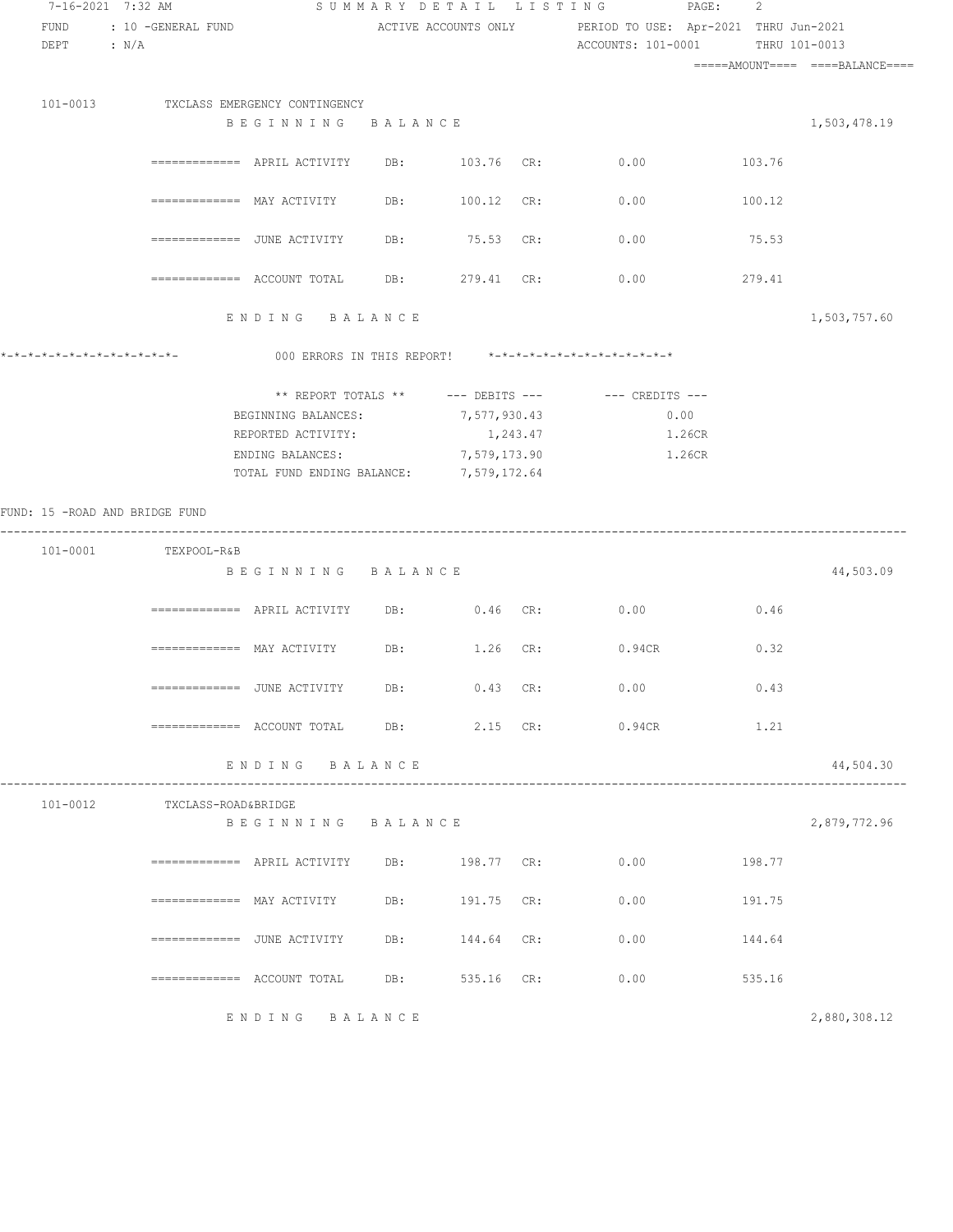7-16-2021 7:32 AM SUMMARY DETAIL LISTING PAGE: 2

FUND : 10 -GENERAL FUND ACTIVE ACCOUNTS ONLY PERIOD TO USE: Apr-2021 THRU Jun-2021

DEPT : N/A ACCOUNTS: 101-0001 THRU 101-0013

| Account | Description | | DB | | CR | AMOUNT | BALANCE |
|---|---|---|---|---|---|---|---|
| 101-0013 | TXCLASS EMERGENCY CONTINGENCY | | | | | | |
| | BEGINNING BALANCE | | | | | | 1,503,478.19 |
| | ============= APRIL ACTIVITY | DB: | 103.76 | CR: | 0.00 | 103.76 | |
| | ============= MAY ACTIVITY | DB: | 100.12 | CR: | 0.00 | 100.12 | |
| | ============= JUNE ACTIVITY | DB: | 75.53 | CR: | 0.00 | 75.53 | |
| | ============= ACCOUNT TOTAL | DB: | 279.41 | CR: | 0.00 | 279.41 | |
| | ENDING BALANCE | | | | | | 1,503,757.60 |

*-*-*-*-*-*-*-*-*-*-*-*-*- 000 ERRORS IN THIS REPORT! *-*-*-*-*-*-*-*-*-*-*-*-*-*

| ** REPORT TOTALS ** | --- DEBITS --- | --- CREDITS --- |
|---|---|---|
| BEGINNING BALANCES: | 7,577,930.43 | 0.00 |
| REPORTED ACTIVITY: | 1,243.47 | 1.26CR |
| ENDING BALANCES: | 7,579,173.90 | 1.26CR |
| TOTAL FUND ENDING BALANCE: | 7,579,172.64 | |

FUND: 15 -ROAD AND BRIDGE FUND

| Account | Description | | DB | | CR | AMOUNT | BALANCE |
|---|---|---|---|---|---|---|---|
| 101-0001 | TEXPOOL-R&B | | | | | | |
| | BEGINNING BALANCE | | | | | | 44,503.09 |
| | ============= APRIL ACTIVITY | DB: | 0.46 | CR: | 0.00 | 0.46 | |
| | ============= MAY ACTIVITY | DB: | 1.26 | CR: | 0.94CR | 0.32 | |
| | ============= JUNE ACTIVITY | DB: | 0.43 | CR: | 0.00 | 0.43 | |
| | ============= ACCOUNT TOTAL | DB: | 2.15 | CR: | 0.94CR | 1.21 | |
| | ENDING BALANCE | | | | | | 44,504.30 |
| 101-0012 | TXCLASS-ROAD&BRIDGE | | | | | | |
| | BEGINNING BALANCE | | | | | | 2,879,772.96 |
| | ============= APRIL ACTIVITY | DB: | 198.77 | CR: | 0.00 | 198.77 | |
| | ============= MAY ACTIVITY | DB: | 191.75 | CR: | 0.00 | 191.75 | |
| | ============= JUNE ACTIVITY | DB: | 144.64 | CR: | 0.00 | 144.64 | |
| | ============= ACCOUNT TOTAL | DB: | 535.16 | CR: | 0.00 | 535.16 | |
| | ENDING BALANCE | | | | | | 2,880,308.12 |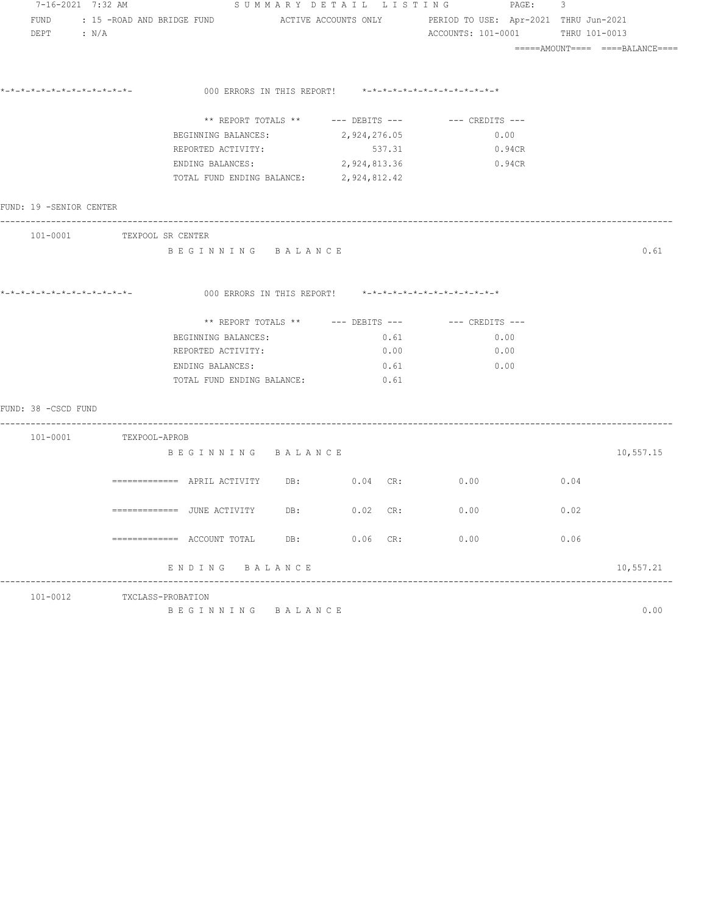7-16-2021 7:32 AM — SUMMARY DETAIL LISTING — PAGE: 3

FUND : 15 -ROAD AND BRIDGE FUND — ACTIVE ACCOUNTS ONLY — PERIOD TO USE: Apr-2021 THRU Jun-2021

DEPT : N/A — ACCOUNTS: 101-0001 THRU 101-0013

=====AMOUNT==== ====BALANCE====

*-*-*-*-*-*-*-*-*-*-*-*-*-  000 ERRORS IN THIS REPORT!  *-*-*-*-*-*-*-*-*-*-*-*-*-*

| ** REPORT TOTALS ** | --- DEBITS --- | --- CREDITS --- |
|---|---|---|
| BEGINNING BALANCES: | 2,924,276.05 | 0.00 |
| REPORTED ACTIVITY: | 537.31 | 0.94CR |
| ENDING BALANCES: | 2,924,813.36 | 0.94CR |
| TOTAL FUND ENDING BALANCE: | 2,924,812.42 | |

FUND: 19 -SENIOR CENTER

101-0001 TEXPOOL SR CENTER

| | | | |
|---|---|---|---|
| B E G I N N I N G   B A L A N C E | | | 0.61 |

*-*-*-*-*-*-*-*-*-*-*-*-*-  000 ERRORS IN THIS REPORT!  *-*-*-*-*-*-*-*-*-*-*-*-*-*

| ** REPORT TOTALS ** | --- DEBITS --- | --- CREDITS --- |
|---|---|---|
| BEGINNING BALANCES: | 0.61 | 0.00 |
| REPORTED ACTIVITY: | 0.00 | 0.00 |
| ENDING BALANCES: | 0.61 | 0.00 |
| TOTAL FUND ENDING BALANCE: | 0.61 | |

FUND: 38 -CSCD FUND

101-0001 TEXPOOL-APROB

| | DB: | CR: | AMOUNT | BALANCE |
|---|---|---|---|---|
| B E G I N N I N G   B A L A N C E | | | | 10,557.15 |
| ============= APRIL ACTIVITY | 0.04 | 0.00 | 0.04 | |
| ============= JUNE ACTIVITY | 0.02 | 0.00 | 0.02 | |
| ============= ACCOUNT TOTAL | 0.06 | 0.00 | 0.06 | |
| E N D I N G   B A L A N C E | | | | 10,557.21 |

101-0012 TXCLASS-PROBATION

| | | | |
|---|---|---|---|
| B E G I N N I N G   B A L A N C E | | | 0.00 |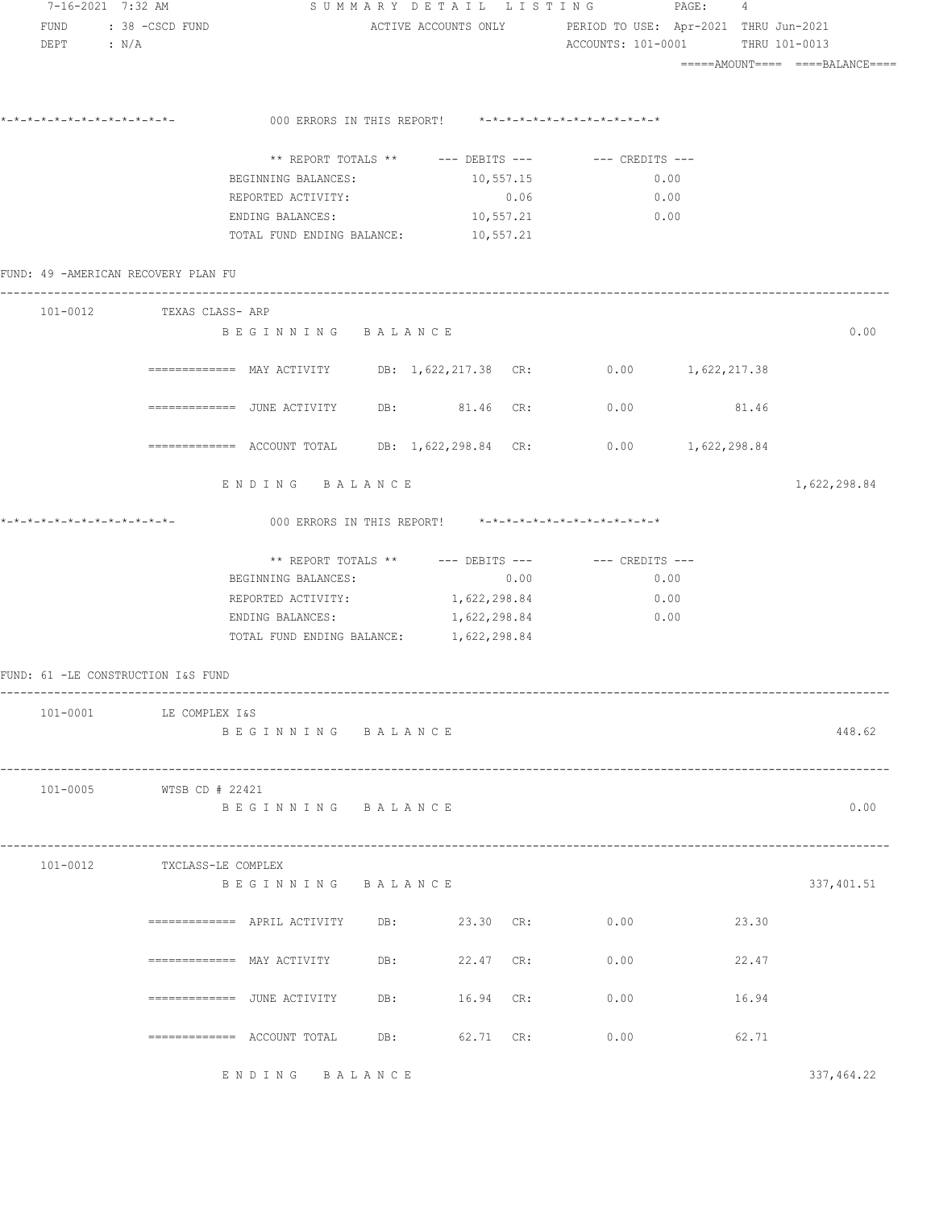7-16-2021 7:32 AM SUMMARY DETAIL LISTING PAGE: 4

FUND : 38 -CSCD FUND ACTIVE ACCOUNTS ONLY PERIOD TO USE: Apr-2021 THRU Jun-2021

DEPT : N/A ACCOUNTS: 101-0001 THRU 101-0013

=====AMOUNT==== ====BALANCE====

*-*-*-*-*-*-*-*-*-*-*-*-*- 000 ERRORS IN THIS REPORT! *-*-*-*-*-*-*-*-*-*-*-*-*-*

| ** REPORT TOTALS ** | --- DEBITS --- | --- CREDITS --- |
|---|---|---|
| BEGINNING BALANCES: | 10,557.15 | 0.00 |
| REPORTED ACTIVITY: | 0.06 | 0.00 |
| ENDING BALANCES: | 10,557.21 | 0.00 |
| TOTAL FUND ENDING BALANCE: | 10,557.21 | |

FUND: 49 -AMERICAN RECOVERY PLAN FU

101-0012 TEXAS CLASS- ARP

| | | | | | | AMOUNT | BALANCE |
|---|---|---|---|---|---|---|---|
| B E G I N N I N G B A L A N C E | | | | | | | 0.00 |
| ============= MAY ACTIVITY | DB: | 1,622,217.38 | CR: | 0.00 | | 1,622,217.38 | |
| ============= JUNE ACTIVITY | DB: | 81.46 | CR: | 0.00 | | 81.46 | |
| ============= ACCOUNT TOTAL | DB: | 1,622,298.84 | CR: | 0.00 | | 1,622,298.84 | |
| E N D I N G B A L A N C E | | | | | | | 1,622,298.84 |

*-*-*-*-*-*-*-*-*-*-*-*-*- 000 ERRORS IN THIS REPORT! *-*-*-*-*-*-*-*-*-*-*-*-*-*

| ** REPORT TOTALS ** | --- DEBITS --- | --- CREDITS --- |
|---|---|---|
| BEGINNING BALANCES: | 0.00 | 0.00 |
| REPORTED ACTIVITY: | 1,622,298.84 | 0.00 |
| ENDING BALANCES: | 1,622,298.84 | 0.00 |
| TOTAL FUND ENDING BALANCE: | 1,622,298.84 | |

FUND: 61 -LE CONSTRUCTION I&S FUND

101-0001 LE COMPLEX I&S

| | | | | | AMOUNT | BALANCE |
|---|---|---|---|---|---|---|
| B E G I N N I N G B A L A N C E | | | | | | 448.62 |

101-0005 WTSB CD # 22421

| | | | | | AMOUNT | BALANCE |
|---|---|---|---|---|---|---|
| B E G I N N I N G B A L A N C E | | | | | | 0.00 |

101-0012 TXCLASS-LE COMPLEX

| | | | | | AMOUNT | BALANCE |
|---|---|---|---|---|---|---|
| B E G I N N I N G B A L A N C E | | | | | | 337,401.51 |
| ============= APRIL ACTIVITY | DB: | 23.30 | CR: | 0.00 | 23.30 | |
| ============= MAY ACTIVITY | DB: | 22.47 | CR: | 0.00 | 22.47 | |
| ============= JUNE ACTIVITY | DB: | 16.94 | CR: | 0.00 | 16.94 | |
| ============= ACCOUNT TOTAL | DB: | 62.71 | CR: | 0.00 | 62.71 | |
| E N D I N G B A L A N C E | | | | | | 337,464.22 |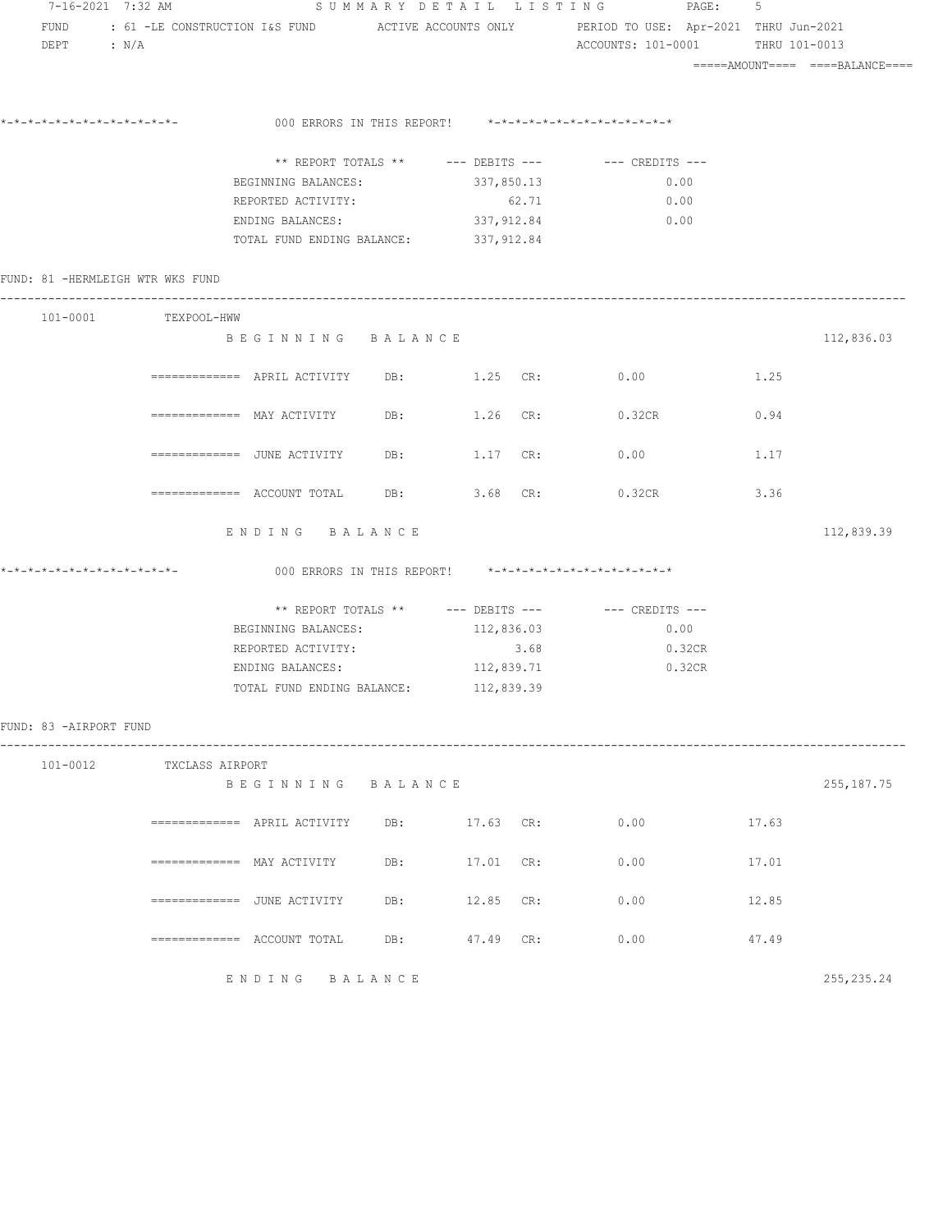7-16-2021 7:32 AM SUMMARY DETAIL LISTING

FUND : 61 -LE CONSTRUCTION I&S FUND ACTIVE ACCOUNTS ONLY PERIOD TO USE: Apr-2021 THRU Jun-2021
DEPT : N/A ACCOUNTS: 101-0001 THRU 101-0013

=====AMOUNT==== ====BALANCE====

*-*-*-*-*-*-*-*-*-*-*-*-*- 000 ERRORS IN THIS REPORT! *-*-*-*-*-*-*-*-*-*-*-*-*-*

| ** REPORT TOTALS ** | --- DEBITS --- | --- CREDITS --- |
|---|---|---|
| BEGINNING BALANCES: | 337,850.13 | 0.00 |
| REPORTED ACTIVITY: | 62.71 | 0.00 |
| ENDING BALANCES: | 337,912.84 | 0.00 |
| TOTAL FUND ENDING BALANCE: | 337,912.84 | |

FUND: 81 -HERMLEIGH WTR WKS FUND

101-0001 TEXPOOL-HWW

| | | | | | AMOUNT | BALANCE |
|---|---|---|---|---|---|---|
| BEGINNING BALANCE | | | | | | 112,836.03 |
| ============= APRIL ACTIVITY | DB: | 1.25 | CR: | 0.00 | 1.25 | |
| ============= MAY ACTIVITY | DB: | 1.26 | CR: | 0.32CR | 0.94 | |
| ============= JUNE ACTIVITY | DB: | 1.17 | CR: | 0.00 | 1.17 | |
| ============= ACCOUNT TOTAL | DB: | 3.68 | CR: | 0.32CR | 3.36 | |
| ENDING BALANCE | | | | | | 112,839.39 |

*-*-*-*-*-*-*-*-*-*-*-*-*- 000 ERRORS IN THIS REPORT! *-*-*-*-*-*-*-*-*-*-*-*-*-*

| ** REPORT TOTALS ** | --- DEBITS --- | --- CREDITS --- |
|---|---|---|
| BEGINNING BALANCES: | 112,836.03 | 0.00 |
| REPORTED ACTIVITY: | 3.68 | 0.32CR |
| ENDING BALANCES: | 112,839.71 | 0.32CR |
| TOTAL FUND ENDING BALANCE: | 112,839.39 | |

FUND: 83 -AIRPORT FUND

101-0012 TXCLASS AIRPORT

| | | | | | AMOUNT | BALANCE |
|---|---|---|---|---|---|---|
| BEGINNING BALANCE | | | | | | 255,187.75 |
| ============= APRIL ACTIVITY | DB: | 17.63 | CR: | 0.00 | 17.63 | |
| ============= MAY ACTIVITY | DB: | 17.01 | CR: | 0.00 | 17.01 | |
| ============= JUNE ACTIVITY | DB: | 12.85 | CR: | 0.00 | 12.85 | |
| ============= ACCOUNT TOTAL | DB: | 47.49 | CR: | 0.00 | 47.49 | |
| ENDING BALANCE | | | | | | 255,235.24 |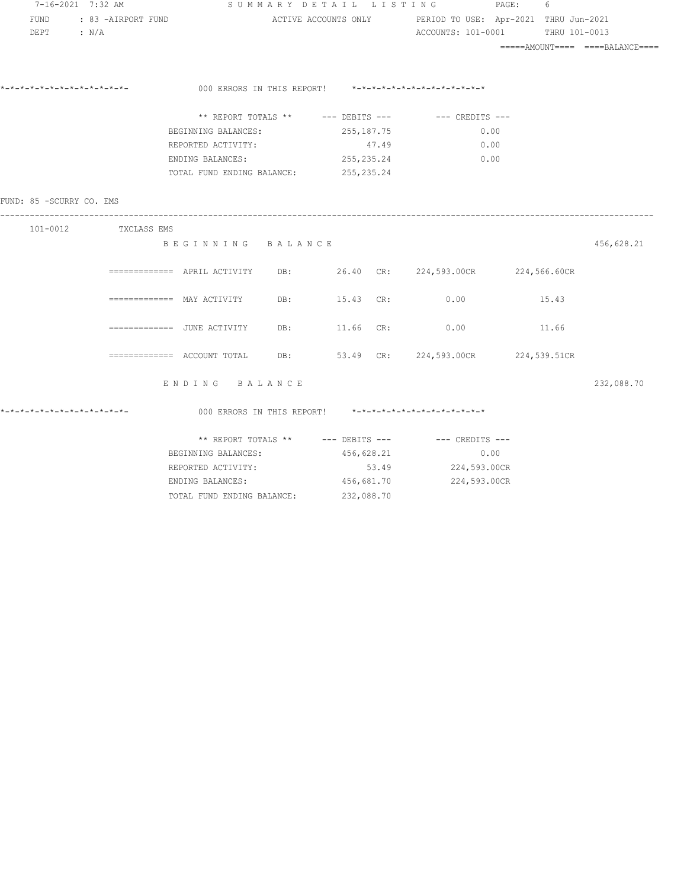7-16-2021 7:32 AM SUMMARY DETAIL LISTING PAGE: 6

FUND : 83 -AIRPORT FUND ACTIVE ACCOUNTS ONLY PERIOD TO USE: Apr-2021 THRU Jun-2021

DEPT : N/A ACCOUNTS: 101-0001 THRU 101-0013

=====AMOUNT==== ====BALANCE====

*-*-*-*-*-*-*-*-*-*-*-*-*-*- 000 ERRORS IN THIS REPORT! *-*-*-*-*-*-*-*-*-*-*-*-*-*

| ** REPORT TOTALS ** | --- DEBITS --- | --- CREDITS --- |
|---|---|---|
| BEGINNING BALANCES: | 255,187.75 | 0.00 |
| REPORTED ACTIVITY: | 47.49 | 0.00 |
| ENDING BALANCES: | 255,235.24 | 0.00 |
| TOTAL FUND ENDING BALANCE: | 255,235.24 | |

FUND: 85 -SCURRY CO. EMS

101-0012 TXCLASS EMS

| | | | | | | | |
|---|---|---|---|---|---|---|---|
| B E G I N N I N G B A L A N C E | | | | | | | 456,628.21 |
| ============= APRIL ACTIVITY | DB: | 26.40 | CR: | 224,593.00CR | 224,566.60CR | | |
| ============= MAY ACTIVITY | DB: | 15.43 | CR: | 0.00 | 15.43 | | |
| ============= JUNE ACTIVITY | DB: | 11.66 | CR: | 0.00 | 11.66 | | |
| ============= ACCOUNT TOTAL | DB: | 53.49 | CR: | 224,593.00CR | 224,539.51CR | | |
| E N D I N G B A L A N C E | | | | | | | 232,088.70 |

*-*-*-*-*-*-*-*-*-*-*-*-*-*- 000 ERRORS IN THIS REPORT! *-*-*-*-*-*-*-*-*-*-*-*-*-*

| ** REPORT TOTALS ** | --- DEBITS --- | --- CREDITS --- |
|---|---|---|
| BEGINNING BALANCES: | 456,628.21 | 0.00 |
| REPORTED ACTIVITY: | 53.49 | 224,593.00CR |
| ENDING BALANCES: | 456,681.70 | 224,593.00CR |
| TOTAL FUND ENDING BALANCE: | 232,088.70 | |